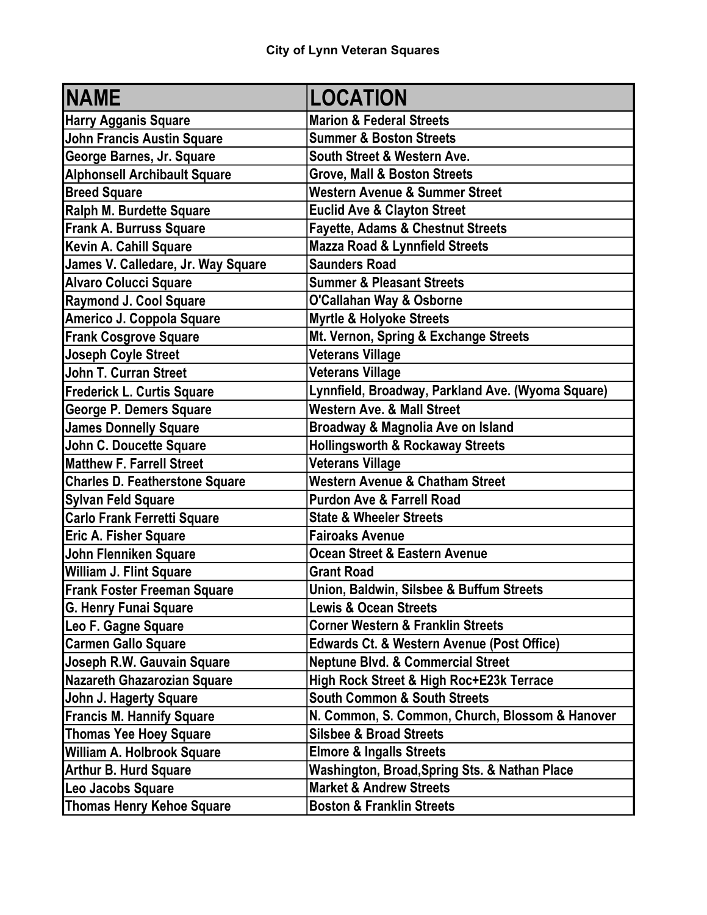# City of Lynn Veteran Squares

| NAME | LOCATION |
| --- | --- |
| Harry Agganis Square | Marion & Federal Streets |
| John Francis Austin Square | Summer & Boston Streets |
| George Barnes, Jr. Square | South Street & Western Ave. |
| Alphonsell Archibault Square | Grove, Mall & Boston Streets |
| Breed Square | Western Avenue & Summer Street |
| Ralph M. Burdette Square | Euclid Ave & Clayton Street |
| Frank A. Burruss Square | Fayette, Adams & Chestnut Streets |
| Kevin A. Cahill Square | Mazza Road & Lynnfield Streets |
| James V. Calledare, Jr. Way Square | Saunders Road |
| Alvaro Colucci Square | Summer & Pleasant Streets |
| Raymond J. Cool Square | O'Callahan Way & Osborne |
| Americo J. Coppola Square | Myrtle & Holyoke Streets |
| Frank Cosgrove Square | Mt. Vernon, Spring & Exchange Streets |
| Joseph Coyle Street | Veterans Village |
| John T. Curran Street | Veterans Village |
| Frederick L. Curtis Square | Lynnfield, Broadway, Parkland Ave. (Wyoma Square) |
| George P. Demers Square | Western Ave. & Mall Street |
| James Donnelly Square | Broadway & Magnolia Ave on Island |
| John C. Doucette Square | Hollingsworth & Rockaway Streets |
| Matthew F. Farrell Street | Veterans Village |
| Charles D. Featherstone Square | Western Avenue & Chatham Street |
| Sylvan Feld Square | Purdon Ave & Farrell Road |
| Carlo Frank Ferretti Square | State & Wheeler Streets |
| Eric A. Fisher Square | Fairoaks Avenue |
| John Flenniken Square | Ocean Street & Eastern Avenue |
| William J. Flint Square | Grant Road |
| Frank Foster Freeman Square | Union, Baldwin, Silsbee & Buffum Streets |
| G. Henry Funai Square | Lewis & Ocean Streets |
| Leo F. Gagne Square | Corner Western & Franklin Streets |
| Carmen Gallo Square | Edwards Ct. & Western Avenue (Post Office) |
| Joseph R.W. Gauvain Square | Neptune Blvd. & Commercial Street |
| Nazareth Ghazarozian Square | High Rock Street & High Roc+E23k Terrace |
| John J. Hagerty Square | South Common & South Streets |
| Francis M. Hannify Square | N. Common, S. Common, Church, Blossom & Hanover |
| Thomas Yee Hoey Square | Silsbee & Broad Streets |
| William A. Holbrook Square | Elmore & Ingalls Streets |
| Arthur B. Hurd Square | Washington, Broad,Spring Sts. & Nathan Place |
| Leo Jacobs Square | Market & Andrew Streets |
| Thomas Henry Kehoe Square | Boston & Franklin Streets |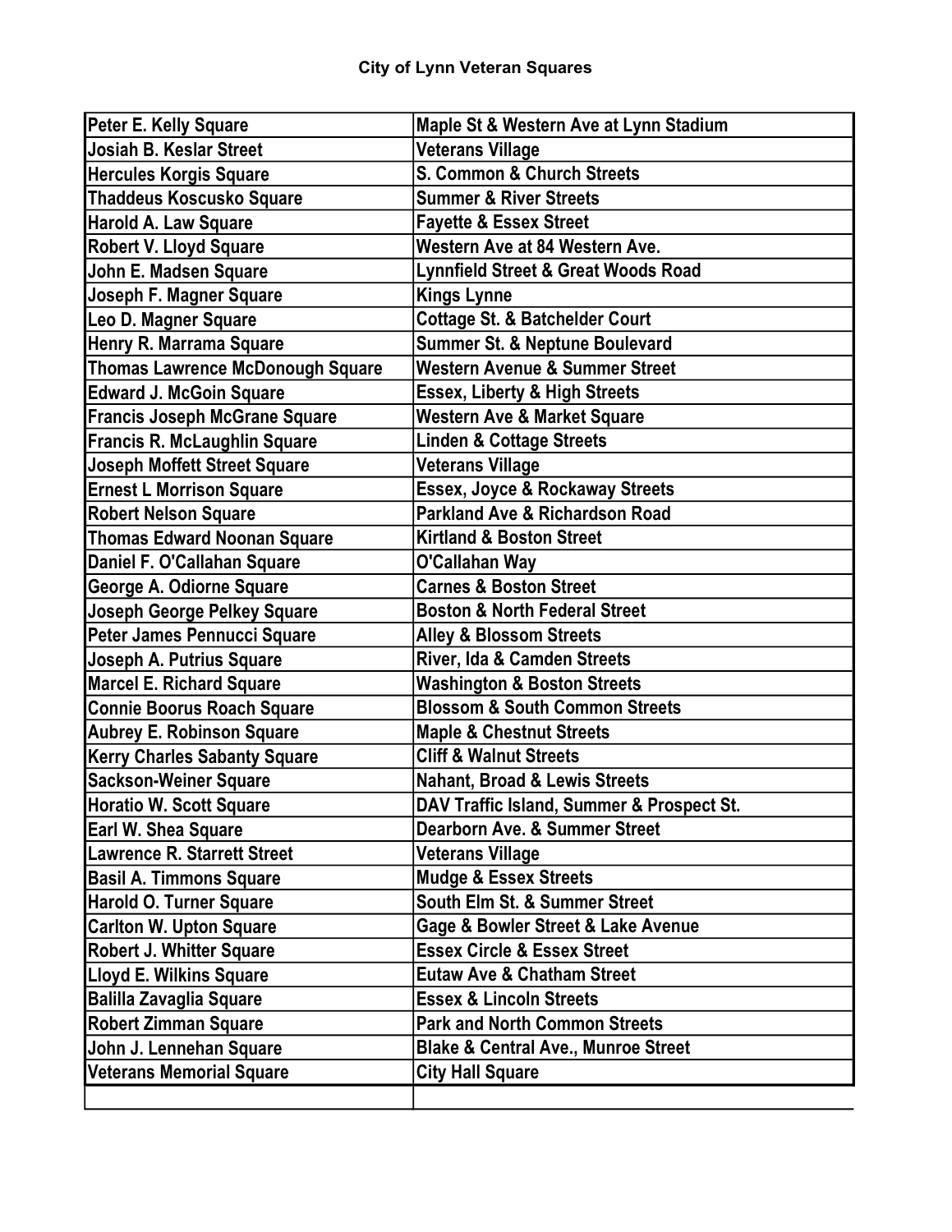City of Lynn Veteran Squares

| | |
|---|---|
| Peter E. Kelly Square | Maple St & Western Ave at Lynn Stadium |
| Josiah B. Keslar Street | Veterans Village |
| Hercules Korgis Square | S. Common & Church Streets |
| Thaddeus Koscusko Square | Summer & River Streets |
| Harold A. Law Square | Fayette & Essex Street |
| Robert V. Lloyd Square | Western Ave at 84 Western Ave. |
| John E. Madsen Square | Lynnfield Street & Great Woods Road |
| Joseph F. Magner Square | Kings Lynne |
| Leo D. Magner Square | Cottage St. & Batchelder Court |
| Henry R. Marrama Square | Summer St. & Neptune Boulevard |
| Thomas Lawrence McDonough Square | Western Avenue & Summer Street |
| Edward J. McGoin Square | Essex, Liberty & High Streets |
| Francis Joseph McGrane Square | Western Ave & Market Square |
| Francis R. McLaughlin Square | Linden & Cottage Streets |
| Joseph Moffett Street Square | Veterans Village |
| Ernest L Morrison Square | Essex, Joyce & Rockaway Streets |
| Robert Nelson Square | Parkland Ave & Richardson Road |
| Thomas Edward Noonan Square | Kirtland & Boston Street |
| Daniel F. O'Callahan Square | O'Callahan Way |
| George A. Odiorne Square | Carnes & Boston Street |
| Joseph George Pelkey Square | Boston & North Federal Street |
| Peter James Pennucci Square | Alley & Blossom Streets |
| Joseph A. Putrius Square | River, Ida & Camden Streets |
| Marcel E. Richard Square | Washington & Boston Streets |
| Connie Boorus Roach Square | Blossom & South Common Streets |
| Aubrey E. Robinson Square | Maple & Chestnut Streets |
| Kerry Charles Sabanty Square | Cliff & Walnut Streets |
| Sackson-Weiner Square | Nahant, Broad & Lewis Streets |
| Horatio W. Scott Square | DAV Traffic Island, Summer & Prospect St. |
| Earl W. Shea Square | Dearborn Ave. & Summer Street |
| Lawrence R. Starrett Street | Veterans Village |
| Basil A. Timmons Square | Mudge & Essex Streets |
| Harold O. Turner Square | South Elm St. & Summer Street |
| Carlton W. Upton Square | Gage & Bowler Street & Lake Avenue |
| Robert J. Whitter Square | Essex Circle & Essex Street |
| Lloyd E. Wilkins Square | Eutaw Ave & Chatham Street |
| Balilla Zavaglia Square | Essex & Lincoln Streets |
| Robert Zimman Square | Park and North Common Streets |
| John J. Lennehan Square | Blake & Central Ave., Munroe Street |
| Veterans Memorial Square | City Hall Square |